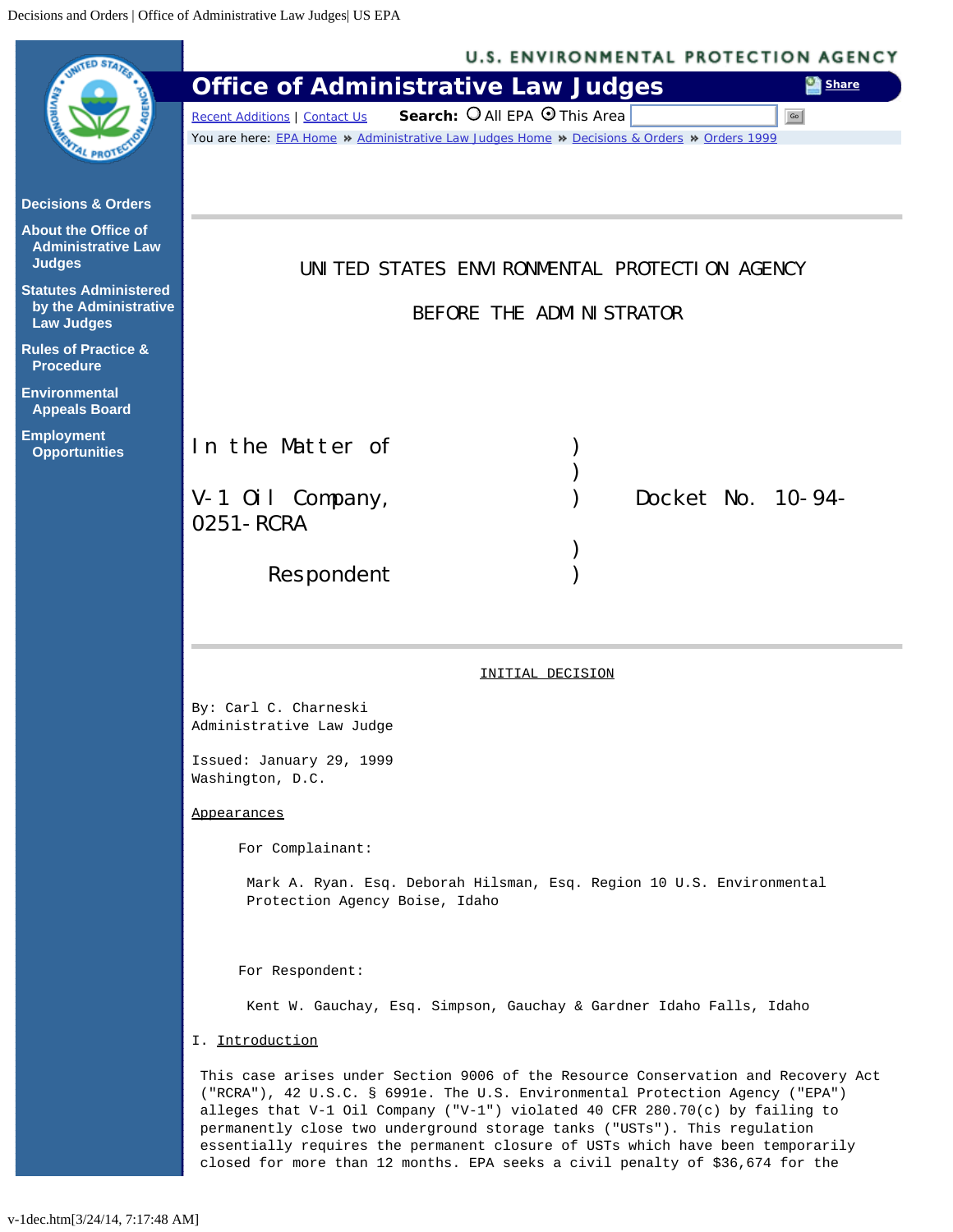UNITED STATES ENVIRONMENTAL PROTECTION AGENCY

BEFORE THE ADMINISTRATOR

| | | |
|---|---|---|
| In the Matter of | ) | |
| | ) | |
| V-1 Oil Company, | ) | Docket No. 10-94-0251-RCRA |
| | ) | |
| Respondent | ) | |

INITIAL DECISION

By: Carl C. Charneski
Administrative Law Judge

Issued: January 29, 1999
Washington, D.C.

Appearances

For Complainant:

Mark A. Ryan. Esq. Deborah Hilsman, Esq. Region 10 U.S. Environmental Protection Agency Boise, Idaho

For Respondent:

Kent W. Gauchay, Esq. Simpson, Gauchay & Gardner Idaho Falls, Idaho

I. Introduction

This case arises under Section 9006 of the Resource Conservation and Recovery Act ("RCRA"), 42 U.S.C. § 6991e. The U.S. Environmental Protection Agency ("EPA") alleges that V-1 Oil Company ("V-1") violated 40 CFR 280.70(c) by failing to permanently close two underground storage tanks ("USTs"). This regulation essentially requires the permanent closure of USTs which have been temporarily closed for more than 12 months. EPA seeks a civil penalty of $36,674 for the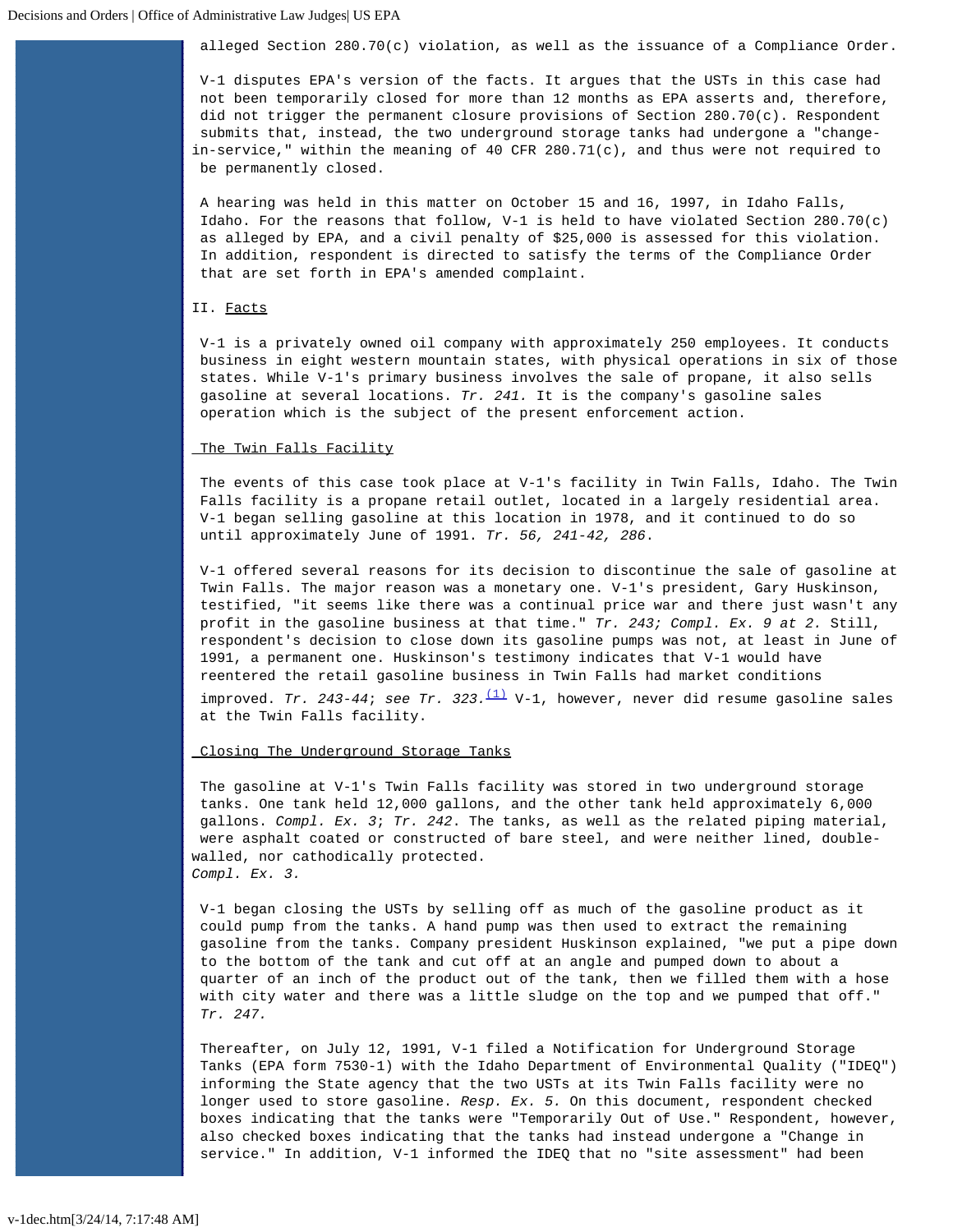alleged Section 280.70(c) violation, as well as the issuance of a Compliance Order.

V-1 disputes EPA's version of the facts. It argues that the USTs in this case had not been temporarily closed for more than 12 months as EPA asserts and, therefore, did not trigger the permanent closure provisions of Section 280.70(c). Respondent submits that, instead, the two underground storage tanks had undergone a "change-in-service," within the meaning of 40 CFR 280.71(c), and thus were not required to be permanently closed.

A hearing was held in this matter on October 15 and 16, 1997, in Idaho Falls, Idaho. For the reasons that follow, V-1 is held to have violated Section 280.70(c) as alleged by EPA, and a civil penalty of $25,000 is assessed for this violation. In addition, respondent is directed to satisfy the terms of the Compliance Order that are set forth in EPA's amended complaint.

## II. Facts

V-1 is a privately owned oil company with approximately 250 employees. It conducts business in eight western mountain states, with physical operations in six of those states. While V-1's primary business involves the sale of propane, it also sells gasoline at several locations. *Tr. 241.* It is the company's gasoline sales operation which is the subject of the present enforcement action.

### The Twin Falls Facility

The events of this case took place at V-1's facility in Twin Falls, Idaho. The Twin Falls facility is a propane retail outlet, located in a largely residential area. V-1 began selling gasoline at this location in 1978, and it continued to do so until approximately June of 1991. *Tr. 56, 241-42, 286*.

V-1 offered several reasons for its decision to discontinue the sale of gasoline at Twin Falls. The major reason was a monetary one. V-1's president, Gary Huskinson, testified, "it seems like there was a continual price war and there just wasn't any profit in the gasoline business at that time." *Tr. 243; Compl. Ex. 9 at 2.* Still, respondent's decision to close down its gasoline pumps was not, at least in June of 1991, a permanent one. Huskinson's testimony indicates that V-1 would have reentered the retail gasoline business in Twin Falls had market conditions improved. *Tr. 243-44*; *see Tr. 323.*[1] V-1, however, never did resume gasoline sales at the Twin Falls facility.

### Closing The Underground Storage Tanks

The gasoline at V-1's Twin Falls facility was stored in two underground storage tanks. One tank held 12,000 gallons, and the other tank held approximately 6,000 gallons. *Compl. Ex. 3*; *Tr. 242*. The tanks, as well as the related piping material, were asphalt coated or constructed of bare steel, and were neither lined, double-walled, nor cathodically protected.
*Compl. Ex. 3.*

V-1 began closing the USTs by selling off as much of the gasoline product as it could pump from the tanks. A hand pump was then used to extract the remaining gasoline from the tanks. Company president Huskinson explained, "we put a pipe down to the bottom of the tank and cut off at an angle and pumped down to about a quarter of an inch of the product out of the tank, then we filled them with a hose with city water and there was a little sludge on the top and we pumped that off." *Tr. 247.*

Thereafter, on July 12, 1991, V-1 filed a Notification for Underground Storage Tanks (EPA form 7530-1) with the Idaho Department of Environmental Quality ("IDEQ") informing the State agency that the two USTs at its Twin Falls facility were no longer used to store gasoline. *Resp. Ex. 5.* On this document, respondent checked boxes indicating that the tanks were "Temporarily Out of Use." Respondent, however, also checked boxes indicating that the tanks had instead undergone a "Change in service." In addition, V-1 informed the IDEQ that no "site assessment" had been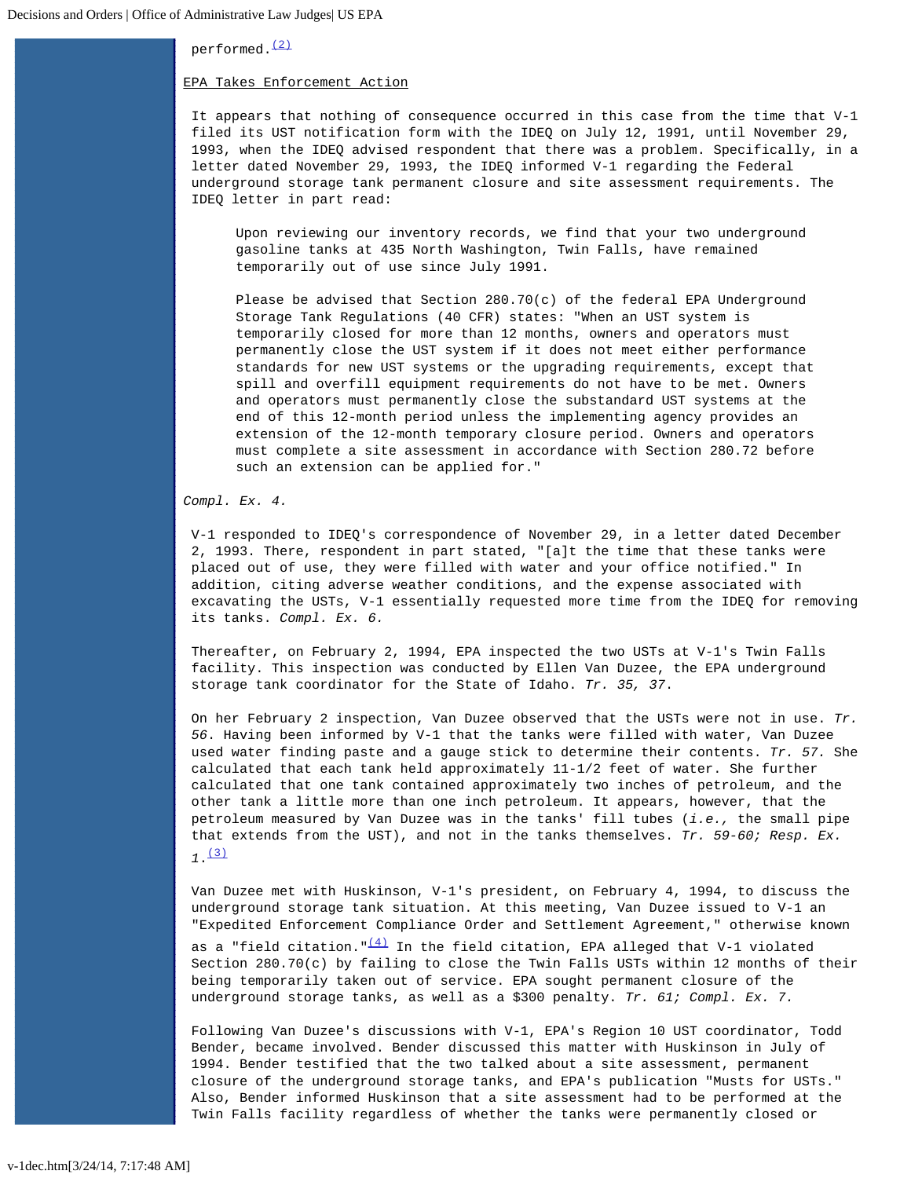performed.[(2)]

EPA Takes Enforcement Action

It appears that nothing of consequence occurred in this case from the time that V-1 filed its UST notification form with the IDEQ on July 12, 1991, until November 29, 1993, when the IDEQ advised respondent that there was a problem. Specifically, in a letter dated November 29, 1993, the IDEQ informed V-1 regarding the Federal underground storage tank permanent closure and site assessment requirements. The IDEQ letter in part read:

> Upon reviewing our inventory records, we find that your two underground gasoline tanks at 435 North Washington, Twin Falls, have remained temporarily out of use since July 1991.
>
> Please be advised that Section 280.70(c) of the federal EPA Underground Storage Tank Regulations (40 CFR) states: "When an UST system is temporarily closed for more than 12 months, owners and operators must permanently close the UST system if it does not meet either performance standards for new UST systems or the upgrading requirements, except that spill and overfill equipment requirements do not have to be met. Owners and operators must permanently close the substandard UST systems at the end of this 12-month period unless the implementing agency provides an extension of the 12-month temporary closure period. Owners and operators must complete a site assessment in accordance with Section 280.72 before such an extension can be applied for."

*Compl. Ex. 4.*

V-1 responded to IDEQ's correspondence of November 29, in a letter dated December 2, 1993. There, respondent in part stated, "[a]t the time that these tanks were placed out of use, they were filled with water and your office notified." In addition, citing adverse weather conditions, and the expense associated with excavating the USTs, V-1 essentially requested more time from the IDEQ for removing its tanks. *Compl. Ex. 6.*

Thereafter, on February 2, 1994, EPA inspected the two USTs at V-1's Twin Falls facility. This inspection was conducted by Ellen Van Duzee, the EPA underground storage tank coordinator for the State of Idaho. *Tr. 35, 37.*

On her February 2 inspection, Van Duzee observed that the USTs were not in use. *Tr. 56.* Having been informed by V-1 that the tanks were filled with water, Van Duzee used water finding paste and a gauge stick to determine their contents. *Tr. 57.* She calculated that each tank held approximately 11-1/2 feet of water. She further calculated that one tank contained approximately two inches of petroleum, and the other tank a little more than one inch petroleum. It appears, however, that the petroleum measured by Van Duzee was in the tanks' fill tubes (*i.e.,* the small pipe that extends from the UST), and not in the tanks themselves. *Tr. 59-60; Resp. Ex. 1.*[(3)]

Van Duzee met with Huskinson, V-1's president, on February 4, 1994, to discuss the underground storage tank situation. At this meeting, Van Duzee issued to V-1 an "Expedited Enforcement Compliance Order and Settlement Agreement," otherwise known as a "field citation."[(4)] In the field citation, EPA alleged that V-1 violated Section 280.70(c) by failing to close the Twin Falls USTs within 12 months of their being temporarily taken out of service. EPA sought permanent closure of the underground storage tanks, as well as a $300 penalty. *Tr. 61; Compl. Ex. 7.*

Following Van Duzee's discussions with V-1, EPA's Region 10 UST coordinator, Todd Bender, became involved. Bender discussed this matter with Huskinson in July of 1994. Bender testified that the two talked about a site assessment, permanent closure of the underground storage tanks, and EPA's publication "Musts for USTs." Also, Bender informed Huskinson that a site assessment had to be performed at the Twin Falls facility regardless of whether the tanks were permanently closed or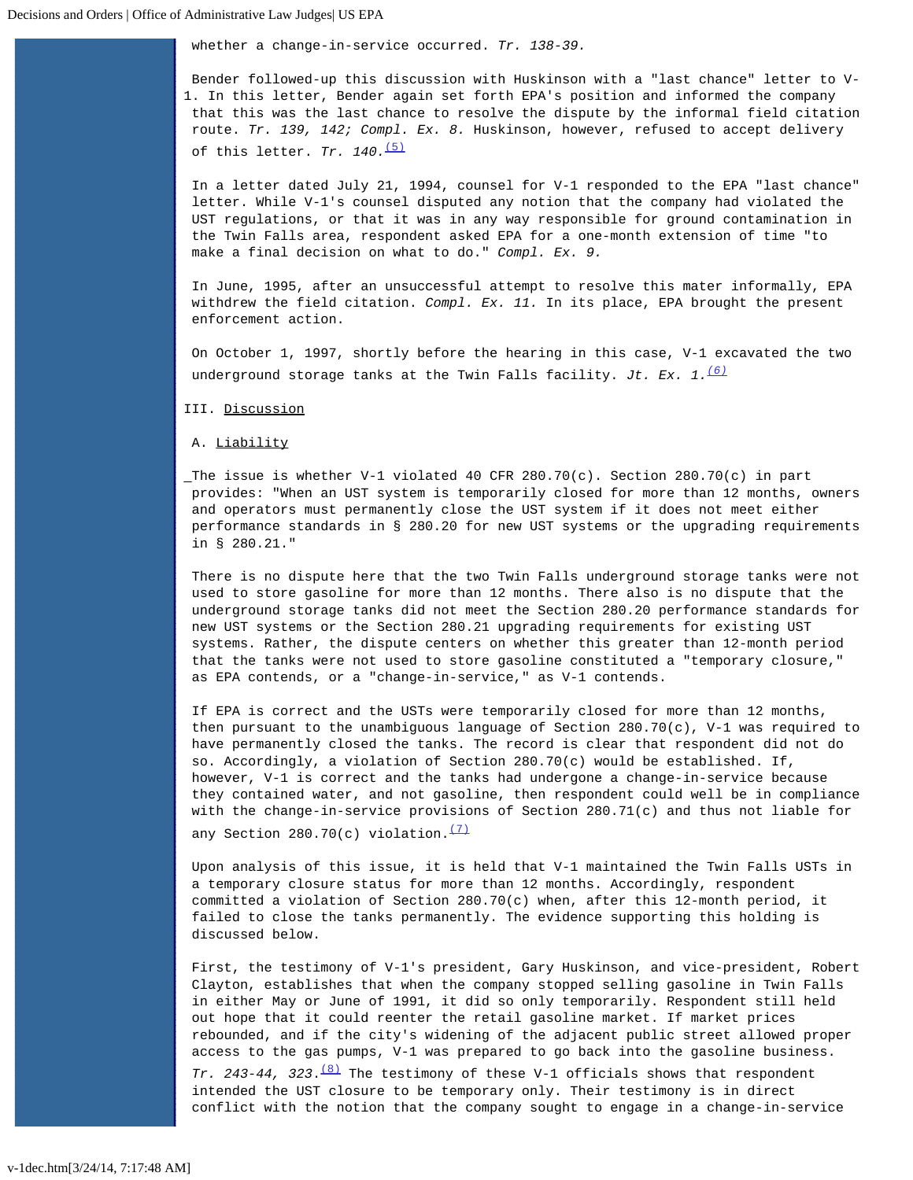whether a change-in-service occurred. *Tr. 138-39.*

Bender followed-up this discussion with Huskinson with a "last chance" letter to V-1. In this letter, Bender again set forth EPA's position and informed the company that this was the last chance to resolve the dispute by the informal field citation route. *Tr. 139, 142; Compl. Ex. 8.* Huskinson, however, refused to accept delivery of this letter. *Tr. 140.*[(5)]

In a letter dated July 21, 1994, counsel for V-1 responded to the EPA "last chance" letter. While V-1's counsel disputed any notion that the company had violated the UST regulations, or that it was in any way responsible for ground contamination in the Twin Falls area, respondent asked EPA for a one-month extension of time "to make a final decision on what to do." *Compl. Ex. 9.*

In June, 1995, after an unsuccessful attempt to resolve this mater informally, EPA withdrew the field citation. *Compl. Ex. 11.* In its place, EPA brought the present enforcement action.

On October 1, 1997, shortly before the hearing in this case, V-1 excavated the two underground storage tanks at the Twin Falls facility. *Jt. Ex. 1.*[(6)]

## III. Discussion

### A. Liability

_The issue is whether V-1 violated 40 CFR 280.70(c). Section 280.70(c) in part provides: "When an UST system is temporarily closed for more than 12 months, owners and operators must permanently close the UST system if it does not meet either performance standards in § 280.20 for new UST systems or the upgrading requirements in § 280.21."

There is no dispute here that the two Twin Falls underground storage tanks were not used to store gasoline for more than 12 months. There also is no dispute that the underground storage tanks did not meet the Section 280.20 performance standards for new UST systems or the Section 280.21 upgrading requirements for existing UST systems. Rather, the dispute centers on whether this greater than 12-month period that the tanks were not used to store gasoline constituted a "temporary closure," as EPA contends, or a "change-in-service," as V-1 contends.

If EPA is correct and the USTs were temporarily closed for more than 12 months, then pursuant to the unambiguous language of Section 280.70(c), V-1 was required to have permanently closed the tanks. The record is clear that respondent did not do so. Accordingly, a violation of Section 280.70(c) would be established. If, however, V-1 is correct and the tanks had undergone a change-in-service because they contained water, and not gasoline, then respondent could well be in compliance with the change-in-service provisions of Section 280.71(c) and thus not liable for any Section 280.70(c) violation.[(7)]

Upon analysis of this issue, it is held that V-1 maintained the Twin Falls USTs in a temporary closure status for more than 12 months. Accordingly, respondent committed a violation of Section 280.70(c) when, after this 12-month period, it failed to close the tanks permanently. The evidence supporting this holding is discussed below.

First, the testimony of V-1's president, Gary Huskinson, and vice-president, Robert Clayton, establishes that when the company stopped selling gasoline in Twin Falls in either May or June of 1991, it did so only temporarily. Respondent still held out hope that it could reenter the retail gasoline market. If market prices rebounded, and if the city's widening of the adjacent public street allowed proper access to the gas pumps, V-1 was prepared to go back into the gasoline business. *Tr. 243-44, 323.*[(8)] The testimony of these V-1 officials shows that respondent intended the UST closure to be temporary only. Their testimony is in direct conflict with the notion that the company sought to engage in a change-in-service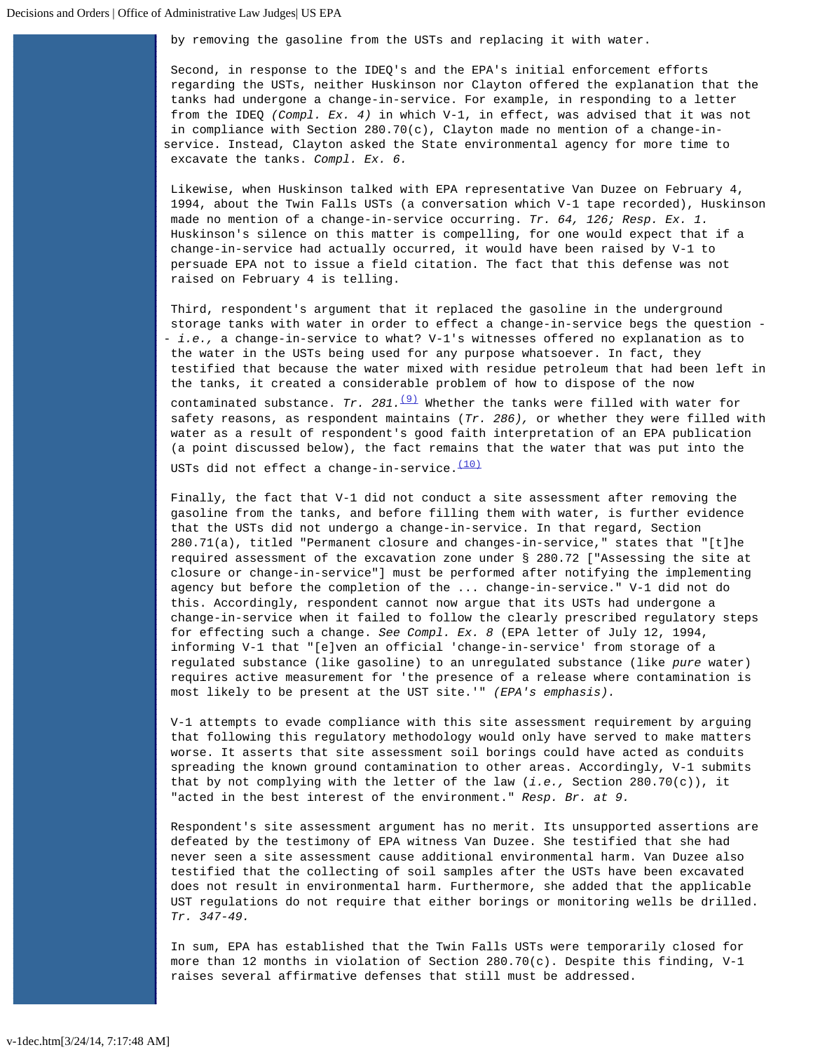by removing the gasoline from the USTs and replacing it with water.

Second, in response to the IDEQ's and the EPA's initial enforcement efforts regarding the USTs, neither Huskinson nor Clayton offered the explanation that the tanks had undergone a change-in-service. For example, in responding to a letter from the IDEQ *(Compl. Ex. 4)* in which V-1, in effect, was advised that it was not in compliance with Section 280.70(c), Clayton made no mention of a change-in-service. Instead, Clayton asked the State environmental agency for more time to excavate the tanks. *Compl. Ex. 6.*

Likewise, when Huskinson talked with EPA representative Van Duzee on February 4, 1994, about the Twin Falls USTs (a conversation which V-1 tape recorded), Huskinson made no mention of a change-in-service occurring. *Tr. 64, 126; Resp. Ex. 1.* Huskinson's silence on this matter is compelling, for one would expect that if a change-in-service had actually occurred, it would have been raised by V-1 to persuade EPA not to issue a field citation. The fact that this defense was not raised on February 4 is telling.

Third, respondent's argument that it replaced the gasoline in the underground storage tanks with water in order to effect a change-in-service begs the question -- *i.e.,* a change-in-service to what? V-1's witnesses offered no explanation as to the water in the USTs being used for any purpose whatsoever. In fact, they testified that because the water mixed with residue petroleum that had been left in the tanks, it created a considerable problem of how to dispose of the now contaminated substance. *Tr. 281.*[(9)] Whether the tanks were filled with water for safety reasons, as respondent maintains (*Tr. 286),* or whether they were filled with water as a result of respondent's good faith interpretation of an EPA publication (a point discussed below), the fact remains that the water that was put into the USTs did not effect a change-in-service.[(10)]

Finally, the fact that V-1 did not conduct a site assessment after removing the gasoline from the tanks, and before filling them with water, is further evidence that the USTs did not undergo a change-in-service. In that regard, Section 280.71(a), titled "Permanent closure and changes-in-service," states that "[t]he required assessment of the excavation zone under § 280.72 ["Assessing the site at closure or change-in-service"] must be performed after notifying the implementing agency but before the completion of the ... change-in-service." V-1 did not do this. Accordingly, respondent cannot now argue that its USTs had undergone a change-in-service when it failed to follow the clearly prescribed regulatory steps for effecting such a change. *See Compl. Ex. 8* (EPA letter of July 12, 1994, informing V-1 that "[e]ven an official 'change-in-service' from storage of a regulated substance (like gasoline) to an unregulated substance (like *pure* water) requires active measurement for 'the presence of a release where contamination is most likely to be present at the UST site.'" *(EPA's emphasis).*

V-1 attempts to evade compliance with this site assessment requirement by arguing that following this regulatory methodology would only have served to make matters worse. It asserts that site assessment soil borings could have acted as conduits spreading the known ground contamination to other areas. Accordingly, V-1 submits that by not complying with the letter of the law (*i.e.,* Section 280.70(c)), it "acted in the best interest of the environment." *Resp. Br. at 9.*

Respondent's site assessment argument has no merit. Its unsupported assertions are defeated by the testimony of EPA witness Van Duzee. She testified that she had never seen a site assessment cause additional environmental harm. Van Duzee also testified that the collecting of soil samples after the USTs have been excavated does not result in environmental harm. Furthermore, she added that the applicable UST regulations do not require that either borings or monitoring wells be drilled. *Tr. 347-49.*

In sum, EPA has established that the Twin Falls USTs were temporarily closed for more than 12 months in violation of Section 280.70(c). Despite this finding, V-1 raises several affirmative defenses that still must be addressed.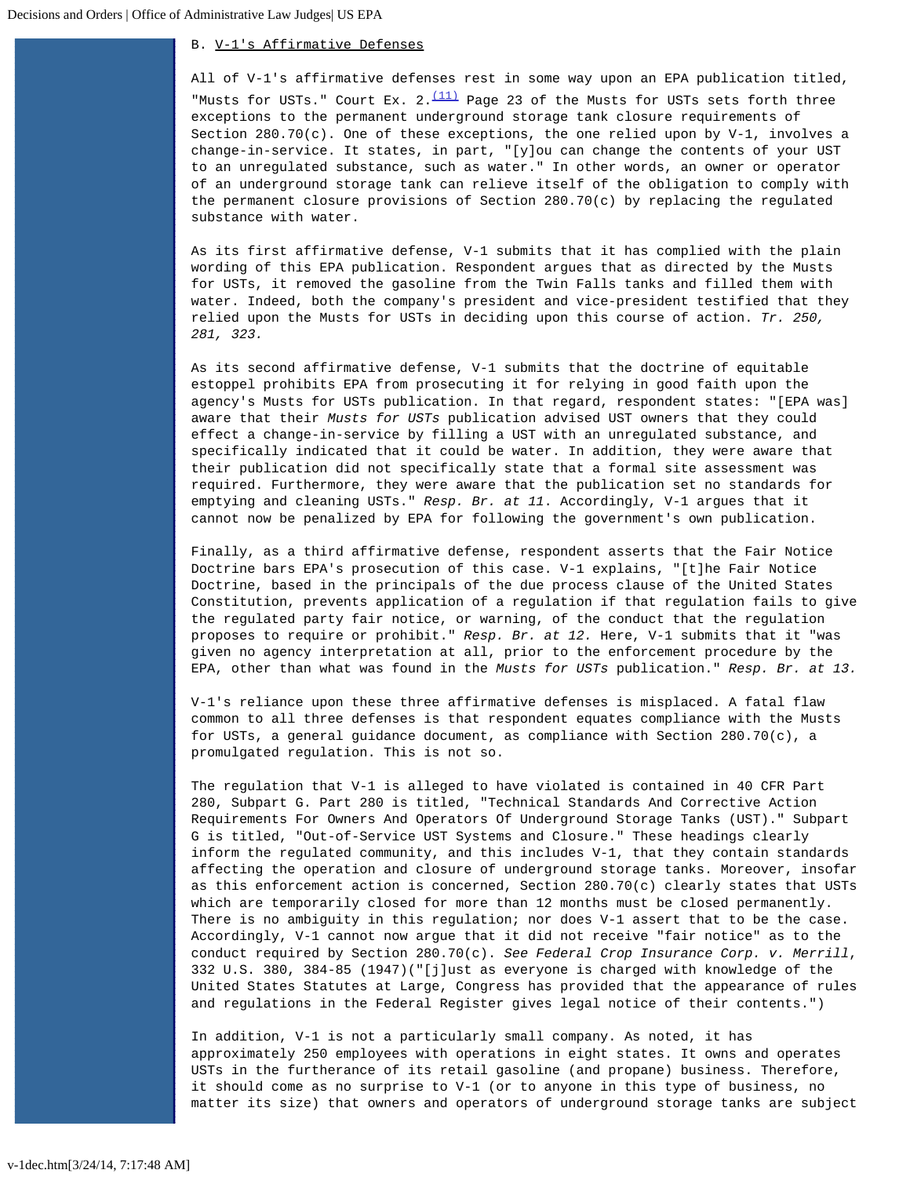B. V-1's Affirmative Defenses

All of V-1's affirmative defenses rest in some way upon an EPA publication titled, "Musts for USTs." Court Ex. 2.[(11)] Page 23 of the Musts for USTs sets forth three exceptions to the permanent underground storage tank closure requirements of Section 280.70(c). One of these exceptions, the one relied upon by V-1, involves a change-in-service. It states, in part, "[y]ou can change the contents of your UST to an unregulated substance, such as water." In other words, an owner or operator of an underground storage tank can relieve itself of the obligation to comply with the permanent closure provisions of Section 280.70(c) by replacing the regulated substance with water.

As its first affirmative defense, V-1 submits that it has complied with the plain wording of this EPA publication. Respondent argues that as directed by the Musts for USTs, it removed the gasoline from the Twin Falls tanks and filled them with water. Indeed, both the company's president and vice-president testified that they relied upon the Musts for USTs in deciding upon this course of action. *Tr. 250, 281, 323.*

As its second affirmative defense, V-1 submits that the doctrine of equitable estoppel prohibits EPA from prosecuting it for relying in good faith upon the agency's Musts for USTs publication. In that regard, respondent states: "[EPA was] aware that their *Musts for USTs* publication advised UST owners that they could effect a change-in-service by filling a UST with an unregulated substance, and specifically indicated that it could be water. In addition, they were aware that their publication did not specifically state that a formal site assessment was required. Furthermore, they were aware that the publication set no standards for emptying and cleaning USTs." *Resp. Br. at 11.* Accordingly, V-1 argues that it cannot now be penalized by EPA for following the government's own publication.

Finally, as a third affirmative defense, respondent asserts that the Fair Notice Doctrine bars EPA's prosecution of this case. V-1 explains, "[t]he Fair Notice Doctrine, based in the principals of the due process clause of the United States Constitution, prevents application of a regulation if that regulation fails to give the regulated party fair notice, or warning, of the conduct that the regulation proposes to require or prohibit." *Resp. Br. at 12.* Here, V-1 submits that it "was given no agency interpretation at all, prior to the enforcement procedure by the EPA, other than what was found in the *Musts for USTs* publication." *Resp. Br. at 13.*

V-1's reliance upon these three affirmative defenses is misplaced. A fatal flaw common to all three defenses is that respondent equates compliance with the Musts for USTs, a general guidance document, as compliance with Section 280.70(c), a promulgated regulation. This is not so.

The regulation that V-1 is alleged to have violated is contained in 40 CFR Part 280, Subpart G. Part 280 is titled, "Technical Standards And Corrective Action Requirements For Owners And Operators Of Underground Storage Tanks (UST)." Subpart G is titled, "Out-of-Service UST Systems and Closure." These headings clearly inform the regulated community, and this includes V-1, that they contain standards affecting the operation and closure of underground storage tanks. Moreover, insofar as this enforcement action is concerned, Section 280.70(c) clearly states that USTs which are temporarily closed for more than 12 months must be closed permanently. There is no ambiguity in this regulation; nor does V-1 assert that to be the case. Accordingly, V-1 cannot now argue that it did not receive "fair notice" as to the conduct required by Section 280.70(c). *See Federal Crop Insurance Corp. v. Merrill*, 332 U.S. 380, 384-85 (1947)("[j]ust as everyone is charged with knowledge of the United States Statutes at Large, Congress has provided that the appearance of rules and regulations in the Federal Register gives legal notice of their contents.")

In addition, V-1 is not a particularly small company. As noted, it has approximately 250 employees with operations in eight states. It owns and operates USTs in the furtherance of its retail gasoline (and propane) business. Therefore, it should come as no surprise to V-1 (or to anyone in this type of business, no matter its size) that owners and operators of underground storage tanks are subject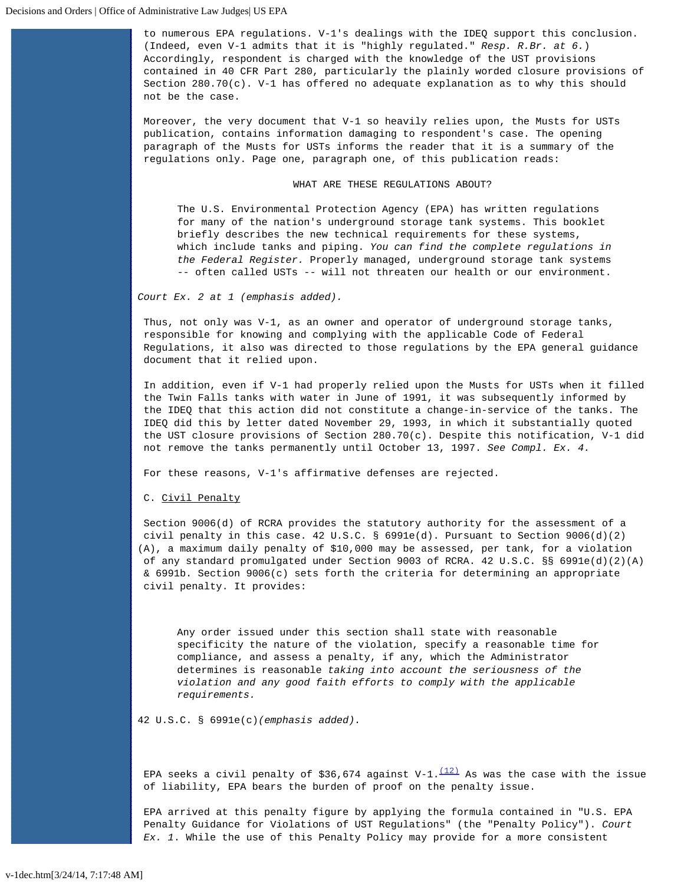to numerous EPA regulations. V-1's dealings with the IDEQ support this conclusion. (Indeed, even V-1 admits that it is "highly regulated." *Resp. R.Br. at 6.*) Accordingly, respondent is charged with the knowledge of the UST provisions contained in 40 CFR Part 280, particularly the plainly worded closure provisions of Section 280.70(c). V-1 has offered no adequate explanation as to why this should not be the case.

Moreover, the very document that V-1 so heavily relies upon, the Musts for USTs publication, contains information damaging to respondent's case. The opening paragraph of the Musts for USTs informs the reader that it is a summary of the regulations only. Page one, paragraph one, of this publication reads:

> WHAT ARE THESE REGULATIONS ABOUT?
>
> The U.S. Environmental Protection Agency (EPA) has written regulations for many of the nation's underground storage tank systems. This booklet briefly describes the new technical requirements for these systems, which include tanks and piping. *You can find the complete regulations in the Federal Register.* Properly managed, underground storage tank systems -- often called USTs -- will not threaten our health or our environment.

*Court Ex. 2 at 1 (emphasis added).*

Thus, not only was V-1, as an owner and operator of underground storage tanks, responsible for knowing and complying with the applicable Code of Federal Regulations, it also was directed to those regulations by the EPA general guidance document that it relied upon.

In addition, even if V-1 had properly relied upon the Musts for USTs when it filled the Twin Falls tanks with water in June of 1991, it was subsequently informed by the IDEQ that this action did not constitute a change-in-service of the tanks. The IDEQ did this by letter dated November 29, 1993, in which it substantially quoted the UST closure provisions of Section 280.70(c). Despite this notification, V-1 did not remove the tanks permanently until October 13, 1997. *See Compl. Ex. 4.*

For these reasons, V-1's affirmative defenses are rejected.

C. Civil Penalty

Section 9006(d) of RCRA provides the statutory authority for the assessment of a civil penalty in this case. 42 U.S.C. § 6991e(d). Pursuant to Section 9006(d)(2)(A), a maximum daily penalty of $10,000 may be assessed, per tank, for a violation of any standard promulgated under Section 9003 of RCRA. 42 U.S.C. §§ 6991e(d)(2)(A) & 6991b. Section 9006(c) sets forth the criteria for determining an appropriate civil penalty. It provides:

> Any order issued under this section shall state with reasonable specificity the nature of the violation, specify a reasonable time for compliance, and assess a penalty, if any, which the Administrator determines is reasonable *taking into account the seriousness of the violation and any good faith efforts to comply with the applicable requirements.*

42 U.S.C. § 6991e(c)*(emphasis added).*

EPA seeks a civil penalty of $36,674 against V-1.(12) As was the case with the issue of liability, EPA bears the burden of proof on the penalty issue.

EPA arrived at this penalty figure by applying the formula contained in "U.S. EPA Penalty Guidance for Violations of UST Regulations" (the "Penalty Policy"). *Court Ex. 1.* While the use of this Penalty Policy may provide for a more consistent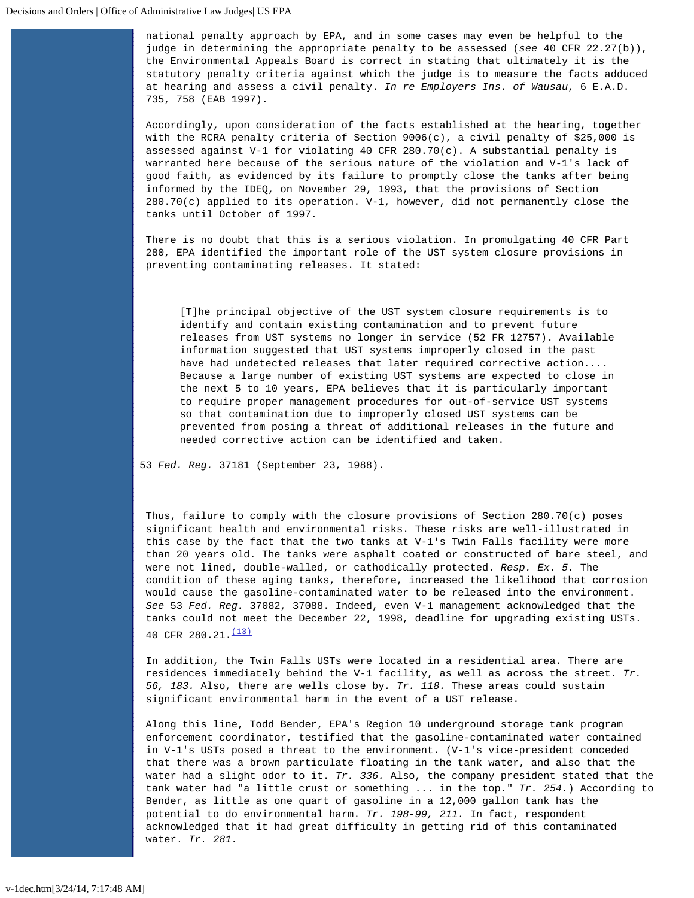national penalty approach by EPA, and in some cases may even be helpful to the judge in determining the appropriate penalty to be assessed (*see* 40 CFR 22.27(b)), the Environmental Appeals Board is correct in stating that ultimately it is the statutory penalty criteria against which the judge is to measure the facts adduced at hearing and assess a civil penalty. *In re Employers Ins. of Wausau*, 6 E.A.D. 735, 758 (EAB 1997).

Accordingly, upon consideration of the facts established at the hearing, together with the RCRA penalty criteria of Section 9006(c), a civil penalty of $25,000 is assessed against V-1 for violating 40 CFR 280.70(c). A substantial penalty is warranted here because of the serious nature of the violation and V-1's lack of good faith, as evidenced by its failure to promptly close the tanks after being informed by the IDEQ, on November 29, 1993, that the provisions of Section 280.70(c) applied to its operation. V-1, however, did not permanently close the tanks until October of 1997.

There is no doubt that this is a serious violation. In promulgating 40 CFR Part 280, EPA identified the important role of the UST system closure provisions in preventing contaminating releases. It stated:

> [T]he principal objective of the UST system closure requirements is to identify and contain existing contamination and to prevent future releases from UST systems no longer in service (52 FR 12757). Available information suggested that UST systems improperly closed in the past have had undetected releases that later required corrective action.... Because a large number of existing UST systems are expected to close in the next 5 to 10 years, EPA believes that it is particularly important to require proper management procedures for out-of-service UST systems so that contamination due to improperly closed UST systems can be prevented from posing a threat of additional releases in the future and needed corrective action can be identified and taken.

53 *Fed. Reg.* 37181 (September 23, 1988).

Thus, failure to comply with the closure provisions of Section 280.70(c) poses significant health and environmental risks. These risks are well-illustrated in this case by the fact that the two tanks at V-1's Twin Falls facility were more than 20 years old. The tanks were asphalt coated or constructed of bare steel, and were not lined, double-walled, or cathodically protected. *Resp. Ex. 5.* The condition of these aging tanks, therefore, increased the likelihood that corrosion would cause the gasoline-contaminated water to be released into the environment. *See* 53 *Fed. Reg.* 37082, 37088. Indeed, even V-1 management acknowledged that the tanks could not meet the December 22, 1998, deadline for upgrading existing USTs. 40 CFR 280.21.[(13)]

In addition, the Twin Falls USTs were located in a residential area. There are residences immediately behind the V-1 facility, as well as across the street. *Tr. 56, 183.* Also, there are wells close by. *Tr. 118.* These areas could sustain significant environmental harm in the event of a UST release.

Along this line, Todd Bender, EPA's Region 10 underground storage tank program enforcement coordinator, testified that the gasoline-contaminated water contained in V-1's USTs posed a threat to the environment. (V-1's vice-president conceded that there was a brown particulate floating in the tank water, and also that the water had a slight odor to it. *Tr. 336.* Also, the company president stated that the tank water had "a little crust or something ... in the top." *Tr. 254.*) According to Bender, as little as one quart of gasoline in a 12,000 gallon tank has the potential to do environmental harm. *Tr. 198-99, 211.* In fact, respondent acknowledged that it had great difficulty in getting rid of this contaminated water. *Tr. 281.*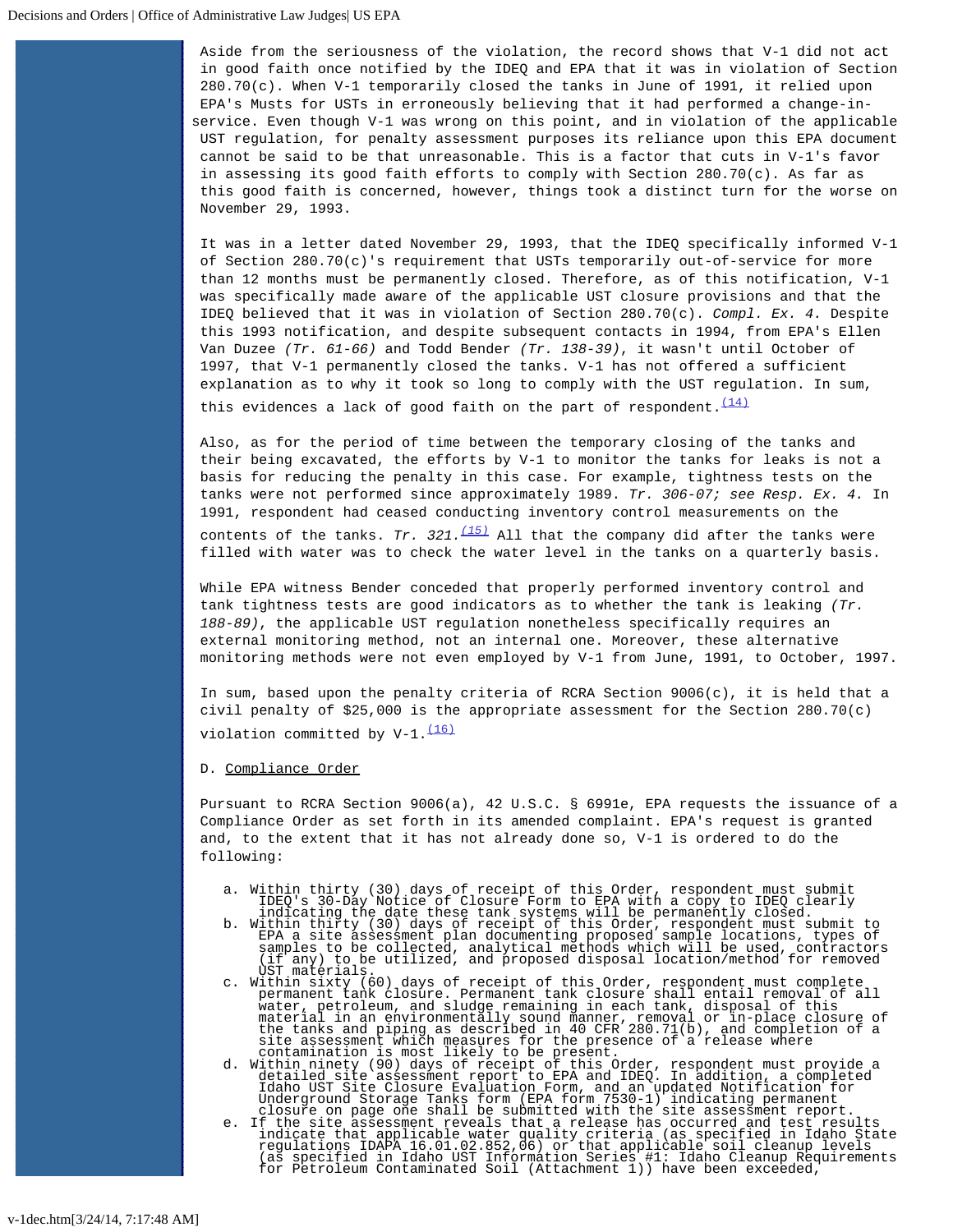Aside from the seriousness of the violation, the record shows that V-1 did not act in good faith once notified by the IDEQ and EPA that it was in violation of Section 280.70(c). When V-1 temporarily closed the tanks in June of 1991, it relied upon EPA's Musts for USTs in erroneously believing that it had performed a change-in-service. Even though V-1 was wrong on this point, and in violation of the applicable UST regulation, for penalty assessment purposes its reliance upon this EPA document cannot be said to be that unreasonable. This is a factor that cuts in V-1's favor in assessing its good faith efforts to comply with Section 280.70(c). As far as this good faith is concerned, however, things took a distinct turn for the worse on November 29, 1993.

It was in a letter dated November 29, 1993, that the IDEQ specifically informed V-1 of Section 280.70(c)'s requirement that USTs temporarily out-of-service for more than 12 months must be permanently closed. Therefore, as of this notification, V-1 was specifically made aware of the applicable UST closure provisions and that the IDEQ believed that it was in violation of Section 280.70(c). *Compl. Ex. 4.* Despite this 1993 notification, and despite subsequent contacts in 1994, from EPA's Ellen Van Duzee *(Tr. 61-66)* and Todd Bender *(Tr. 138-39)*, it wasn't until October of 1997, that V-1 permanently closed the tanks. V-1 has not offered a sufficient explanation as to why it took so long to comply with the UST regulation. In sum, this evidences a lack of good faith on the part of respondent.[(14)]

Also, as for the period of time between the temporary closing of the tanks and their being excavated, the efforts by V-1 to monitor the tanks for leaks is not a basis for reducing the penalty in this case. For example, tightness tests on the tanks were not performed since approximately 1989. *Tr. 306-07; see Resp. Ex. 4.* In 1991, respondent had ceased conducting inventory control measurements on the contents of the tanks. *Tr. 321.*[(15)] All that the company did after the tanks were filled with water was to check the water level in the tanks on a quarterly basis.

While EPA witness Bender conceded that properly performed inventory control and tank tightness tests are good indicators as to whether the tank is leaking *(Tr. 188-89)*, the applicable UST regulation nonetheless specifically requires an external monitoring method, not an internal one. Moreover, these alternative monitoring methods were not even employed by V-1 from June, 1991, to October, 1997.

In sum, based upon the penalty criteria of RCRA Section 9006(c), it is held that a civil penalty of $25,000 is the appropriate assessment for the Section 280.70(c) violation committed by V-1.[(16)]

D. Compliance Order

Pursuant to RCRA Section 9006(a), 42 U.S.C. § 6991e, EPA requests the issuance of a Compliance Order as set forth in its amended complaint. EPA's request is granted and, to the extent that it has not already done so, V-1 is ordered to do the following:

a. Within thirty (30) days of receipt of this Order, respondent must submit IDEQ's 30-Day Notice of Closure Form to EPA with a copy to IDEQ clearly indicating the date these tank systems will be permanently closed.
b. Within thirty (30) days of receipt of this Order, respondent must submit to EPA a site assessment plan documenting proposed sample locations, types of samples to be collected, analytical methods which will be used, contractors (if any) to be utilized, and proposed disposal location/method for removed UST materials.
c. Within sixty (60) days of receipt of this Order, respondent must complete permanent tank closure. Permanent tank closure shall entail removal of all water, petroleum, and sludge remaining in each tank, disposal of this material in an environmentally sound manner, removal or in-place closure of the tanks and piping as described in 40 CFR 280.71(b), and completion of a site assessment which measures for the presence of a release where contamination is most likely to be present.
d. Within ninety (90) days of receipt of this Order, respondent must provide a detailed site assessment report to EPA and IDEQ. In addition, a completed Idaho UST Site Closure Evaluation Form, and an updated Notification for Underground Storage Tanks form (EPA form 7530-1) indicating permanent closure on page one shall be submitted with the site assessment report.
e. If the site assessment reveals that a release has occurred and test results indicate that applicable water quality criteria (as specified in Idaho State regulations IDAPA 16.01.02.852,06) or that applicable soil cleanup levels (as specified in Idaho UST Information Series #1: Idaho Cleanup Requirements for Petroleum Contaminated Soil (Attachment 1)) have been exceeded,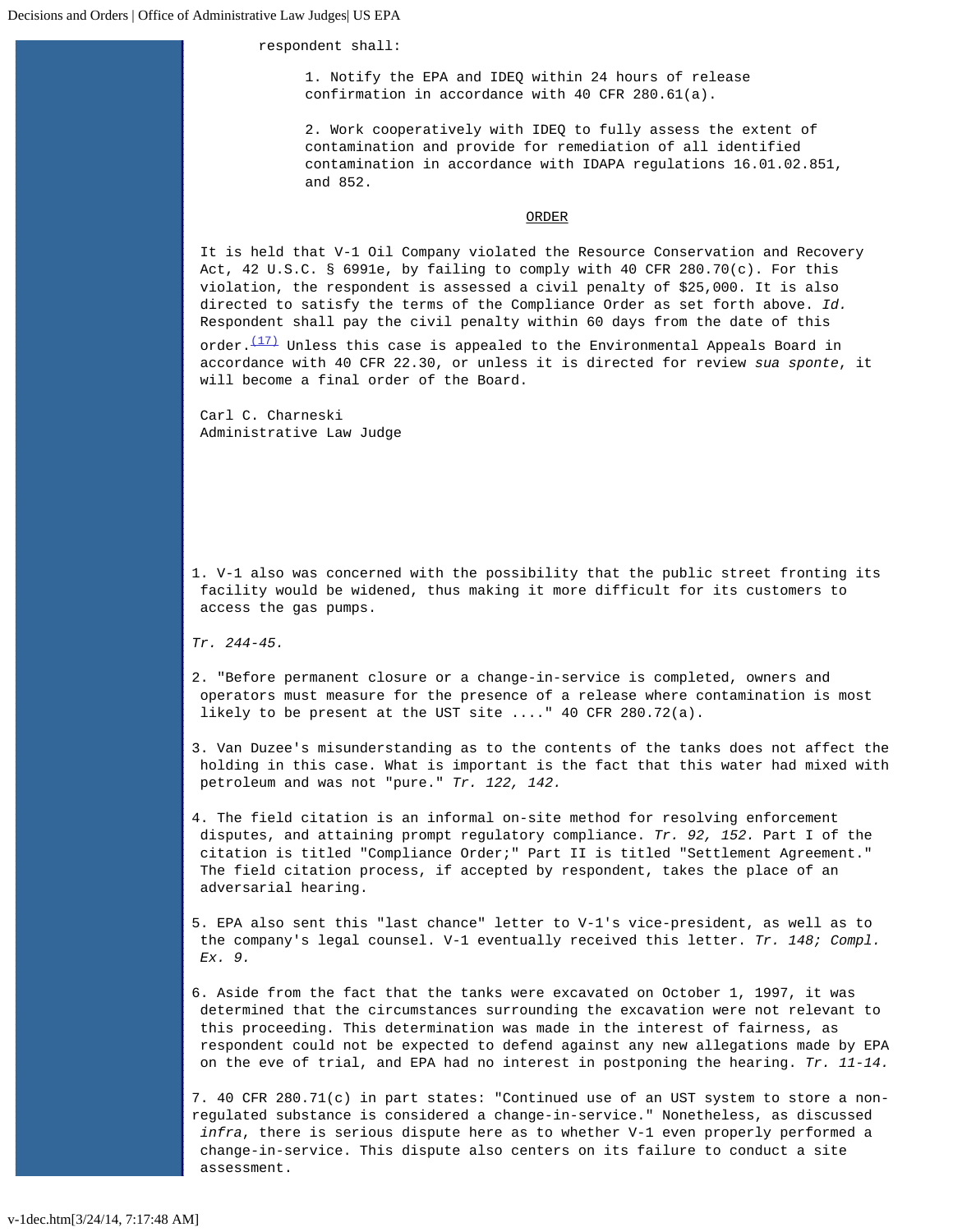respondent shall:

1. Notify the EPA and IDEQ within 24 hours of release confirmation in accordance with 40 CFR 280.61(a).

2. Work cooperatively with IDEQ to fully assess the extent of contamination and provide for remediation of all identified contamination in accordance with IDAPA regulations 16.01.02.851, and 852.

ORDER

It is held that V-1 Oil Company violated the Resource Conservation and Recovery Act, 42 U.S.C. § 6991e, by failing to comply with 40 CFR 280.70(c). For this violation, the respondent is assessed a civil penalty of $25,000. It is also directed to satisfy the terms of the Compliance Order as set forth above. *Id.* Respondent shall pay the civil penalty within 60 days from the date of this order.[(17)] Unless this case is appealed to the Environmental Appeals Board in accordance with 40 CFR 22.30, or unless it is directed for review *sua sponte*, it will become a final order of the Board.

Carl C. Charneski
Administrative Law Judge

1. V-1 also was concerned with the possibility that the public street fronting its facility would be widened, thus making it more difficult for its customers to access the gas pumps.

*Tr. 244-45.*

2. "Before permanent closure or a change-in-service is completed, owners and operators must measure for the presence of a release where contamination is most likely to be present at the UST site ...." 40 CFR 280.72(a).

3. Van Duzee's misunderstanding as to the contents of the tanks does not affect the holding in this case. What is important is the fact that this water had mixed with petroleum and was not "pure." *Tr. 122, 142.*

4. The field citation is an informal on-site method for resolving enforcement disputes, and attaining prompt regulatory compliance. *Tr. 92, 152.* Part I of the citation is titled "Compliance Order;" Part II is titled "Settlement Agreement." The field citation process, if accepted by respondent, takes the place of an adversarial hearing.

5. EPA also sent this "last chance" letter to V-1's vice-president, as well as to the company's legal counsel. V-1 eventually received this letter. *Tr. 148; Compl. Ex. 9.*

6. Aside from the fact that the tanks were excavated on October 1, 1997, it was determined that the circumstances surrounding the excavation were not relevant to this proceeding. This determination was made in the interest of fairness, as respondent could not be expected to defend against any new allegations made by EPA on the eve of trial, and EPA had no interest in postponing the hearing. *Tr. 11-14.*

7. 40 CFR 280.71(c) in part states: "Continued use of an UST system to store a non-regulated substance is considered a change-in-service." Nonetheless, as discussed *infra*, there is serious dispute here as to whether V-1 even properly performed a change-in-service. This dispute also centers on its failure to conduct a site assessment.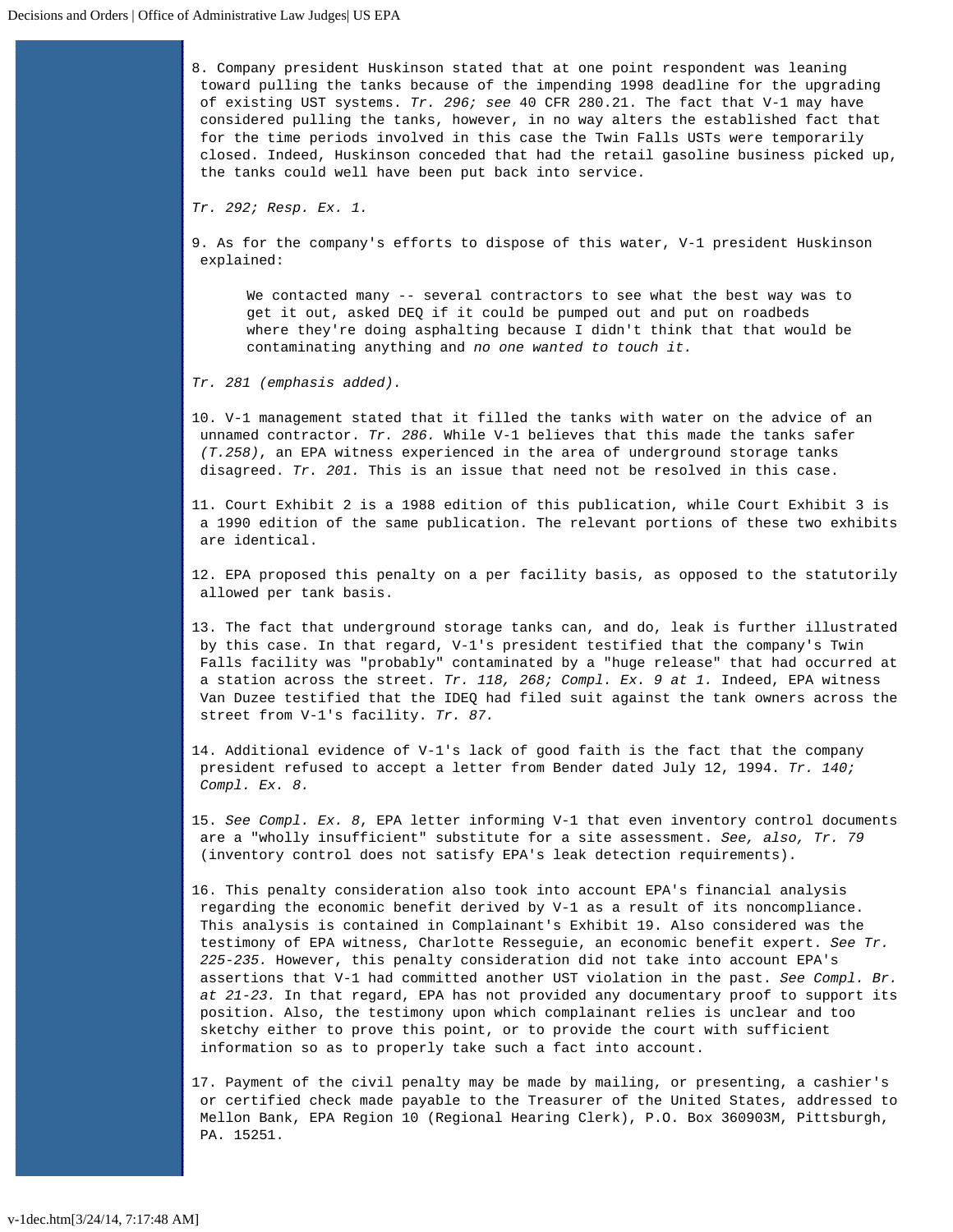8. Company president Huskinson stated that at one point respondent was leaning toward pulling the tanks because of the impending 1998 deadline for the upgrading of existing UST systems. *Tr. 296; see* 40 CFR 280.21. The fact that V-1 may have considered pulling the tanks, however, in no way alters the established fact that for the time periods involved in this case the Twin Falls USTs were temporarily closed. Indeed, Huskinson conceded that had the retail gasoline business picked up, the tanks could well have been put back into service.

*Tr. 292; Resp. Ex. 1.*

9. As for the company's efforts to dispose of this water, V-1 president Huskinson explained:

> We contacted many -- several contractors to see what the best way was to get it out, asked DEQ if it could be pumped out and put on roadbeds where they're doing asphalting because I didn't think that that would be contaminating anything and *no one wanted to touch it.*

*Tr. 281 (emphasis added).*

10. V-1 management stated that it filled the tanks with water on the advice of an unnamed contractor. *Tr. 286.* While V-1 believes that this made the tanks safer *(T.258)*, an EPA witness experienced in the area of underground storage tanks disagreed. *Tr. 201.* This is an issue that need not be resolved in this case.

11. Court Exhibit 2 is a 1988 edition of this publication, while Court Exhibit 3 is a 1990 edition of the same publication. The relevant portions of these two exhibits are identical.

12. EPA proposed this penalty on a per facility basis, as opposed to the statutorily allowed per tank basis.

13. The fact that underground storage tanks can, and do, leak is further illustrated by this case. In that regard, V-1's president testified that the company's Twin Falls facility was "probably" contaminated by a "huge release" that had occurred at a station across the street. *Tr. 118, 268; Compl. Ex. 9 at 1.* Indeed, EPA witness Van Duzee testified that the IDEQ had filed suit against the tank owners across the street from V-1's facility. *Tr. 87.*

14. Additional evidence of V-1's lack of good faith is the fact that the company president refused to accept a letter from Bender dated July 12, 1994. *Tr. 140; Compl. Ex. 8.*

15. *See Compl. Ex. 8*, EPA letter informing V-1 that even inventory control documents are a "wholly insufficient" substitute for a site assessment. *See, also, Tr. 79* (inventory control does not satisfy EPA's leak detection requirements).

16. This penalty consideration also took into account EPA's financial analysis regarding the economic benefit derived by V-1 as a result of its noncompliance. This analysis is contained in Complainant's Exhibit 19. Also considered was the testimony of EPA witness, Charlotte Resseguie, an economic benefit expert. *See Tr. 225-235.* However, this penalty consideration did not take into account EPA's assertions that V-1 had committed another UST violation in the past. *See Compl. Br. at 21-23.* In that regard, EPA has not provided any documentary proof to support its position. Also, the testimony upon which complainant relies is unclear and too sketchy either to prove this point, or to provide the court with sufficient information so as to properly take such a fact into account.

17. Payment of the civil penalty may be made by mailing, or presenting, a cashier's or certified check made payable to the Treasurer of the United States, addressed to Mellon Bank, EPA Region 10 (Regional Hearing Clerk), P.O. Box 360903M, Pittsburgh, PA. 15251.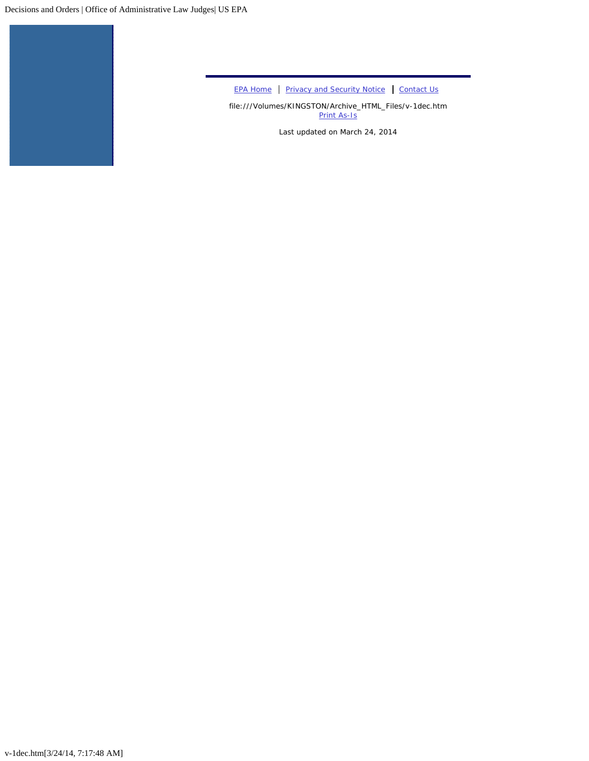[EPA Home](#) | [Privacy and Security Notice](#) | [Contact Us](#)

file:///Volumes/KINGSTON/Archive_HTML_Files/v-1dec.htm
[Print As-Is](#)

Last updated on March 24, 2014